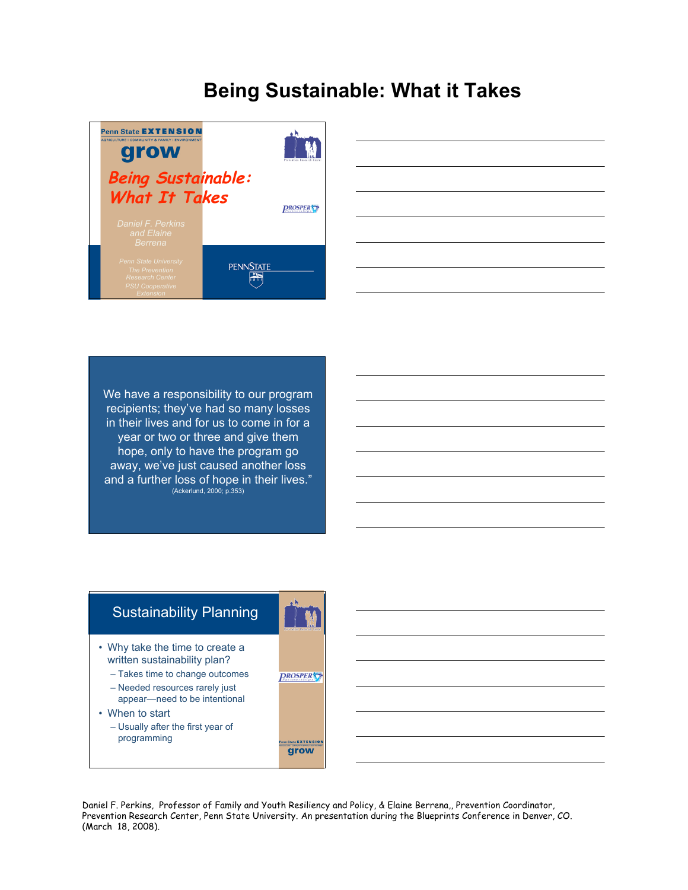# Being Sustainable: What it Takes

Penn State EXTENSION

AGRICULTURE | COMMUNITY & FAMILY | ENVIRONMENT

grow

## *Being Sustainable: What It Takes*

*Daniel F. Perkins and Elaine Berrena*

*Penn State University*
*The Prevention Research Center*
*PSU Cooperative Extension*

PROSPER Partnerships

PENNSTATE

---

We have a responsibility to our program recipients; they've had so many losses in their lives and for us to come in for a year or two or three and give them hope, only to have the program go away, we've just caused another loss and a further loss of hope in their lives."
(Ackerlund, 2000; p.353)

---

## Sustainability Planning

- Why take the time to create a written sustainability plan?
  - Takes time to change outcomes
  - Needed resources rarely just appear—need to be intentional
- When to start
  - Usually after the first year of programming

---

Daniel F. Perkins, Professor of Family and Youth Resiliency and Policy, & Elaine Berrena,, Prevention Coordinator, Prevention Research Center, Penn State University. An presentation during the Blueprints Conference in Denver, CO. (March 18, 2008).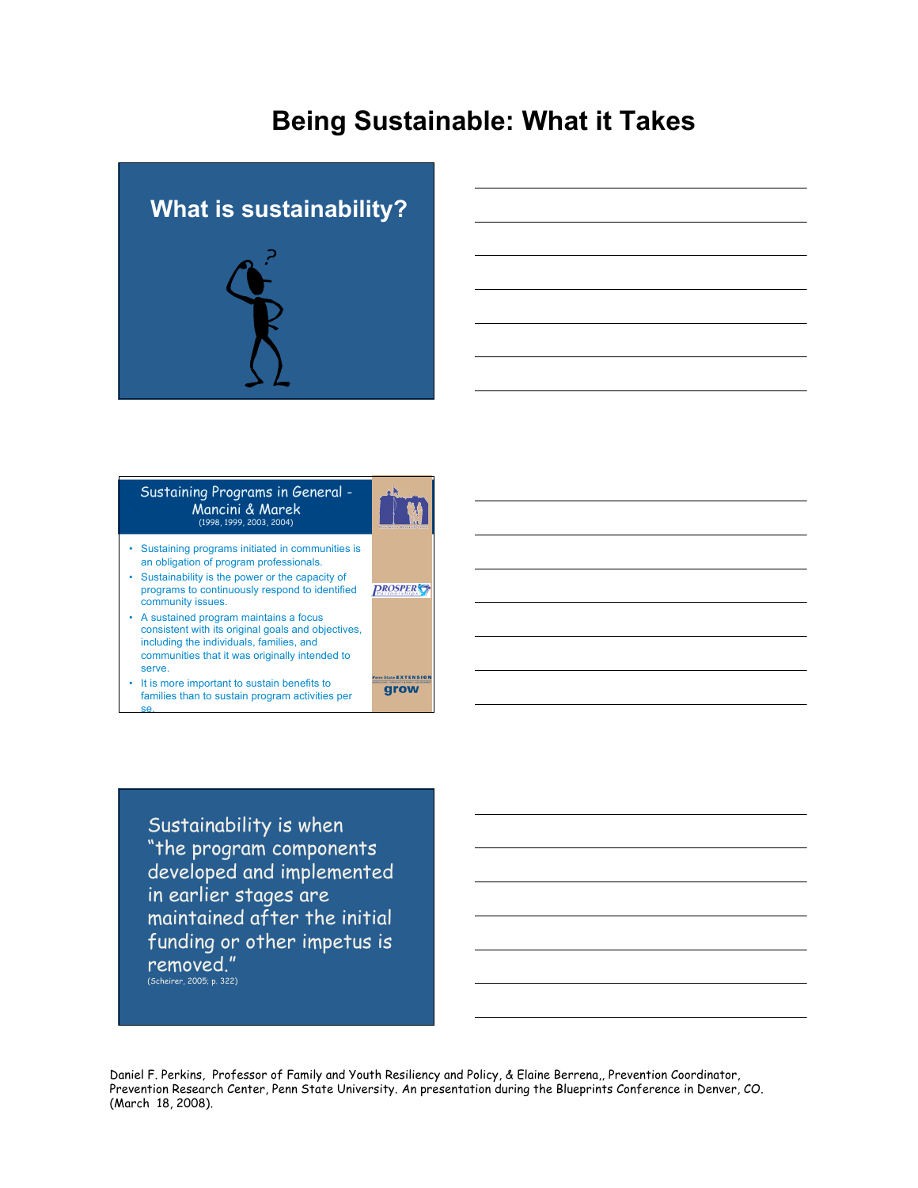# Being Sustainable: What it Takes

## What is sustainability?

### Sustaining Programs in General - Mancini & Marek
(1998, 1999, 2003, 2004)

- Sustaining programs initiated in communities is an obligation of program professionals.
- Sustainability is the power or the capacity of programs to continuously respond to identified community issues.
- A sustained program maintains a focus consistent with its original goals and objectives, including the individuals, families, and communities that it was originally intended to serve.
- It is more important to sustain benefits to families than to sustain program activities per se.

PROSPER Partnerships

Penn State EXTENSION grow

Sustainability is when "the program components developed and implemented in earlier stages are maintained after the initial funding or other impetus is removed."
(Scheirer, 2005; p. 322)

Daniel F. Perkins, Professor of Family and Youth Resiliency and Policy, & Elaine Berrena,, Prevention Coordinator, Prevention Research Center, Penn State University. An presentation during the Blueprints Conference in Denver, CO. (March 18, 2008).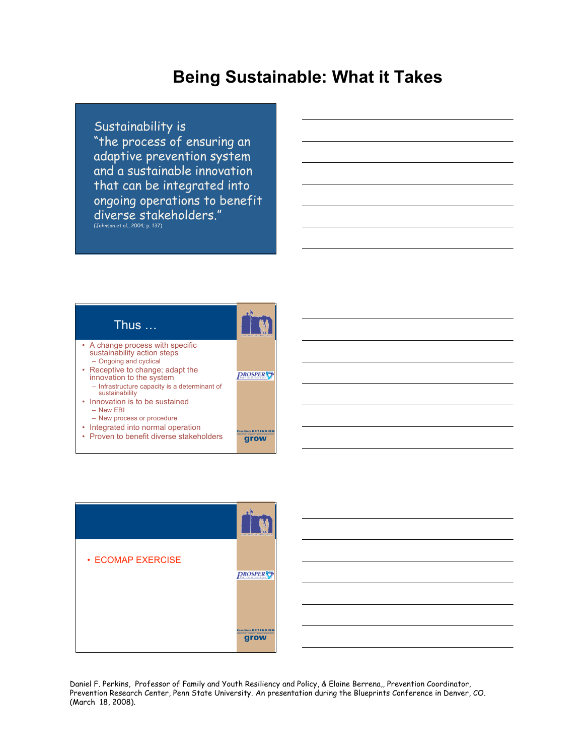# Being Sustainable: What it Takes

Sustainability is "the process of ensuring an adaptive prevention system and a sustainable innovation that can be integrated into ongoing operations to benefit diverse stakeholders." (Johnson et al., 2004; p. 137)

## Thus …

- A change process with specific sustainability action steps
  - Ongoing and cyclical
- Receptive to change; adapt the innovation to the system
  - Infrastructure capacity is a determinant of sustainability
- Innovation is to be sustained
  - New EBI
  - New process or procedure
- Integrated into normal operation
- Proven to benefit diverse stakeholders

- ECOMAP EXERCISE

Daniel F. Perkins, Professor of Family and Youth Resiliency and Policy, & Elaine Berrena,, Prevention Coordinator, Prevention Research Center, Penn State University. An presentation during the Blueprints Conference in Denver, CO. (March 18, 2008).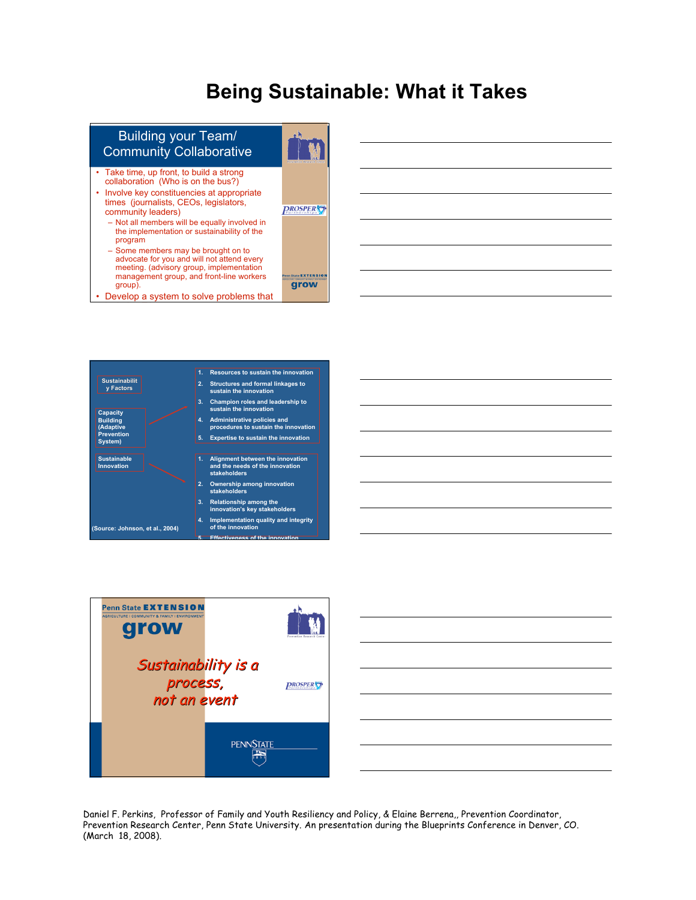# Being Sustainable: What it Takes

## Building your Team/ Community Collaborative

- Take time, up front, to build a strong collaboration (Who is on the bus?)
- Involve key constituencies at appropriate times (journalists, CEOs, legislators, community leaders)
  - Not all members will be equally involved in the implementation or sustainability of the program
  - Some members may be brought on to advocate for you and will not attend every meeting. (advisory group, implementation management group, and front-line workers group).
- Develop a system to solve problems that

PROSPER Partnerships

Penn State EXTENSION grow

---

**Sustainability Factors**

**Capacity Building (Adaptive Prevention System)**

1. Resources to sustain the innovation
2. Structures and formal linkages to sustain the innovation
3. Champion roles and leadership to sustain the innovation
4. Administrative policies and procedures to sustain the innovation
5. Expertise to sustain the innovation

**Sustainable Innovation**

1. Alignment between the innovation and the needs of the innovation stakeholders
2. Ownership among innovation stakeholders
3. Relationship among the innovation's key stakeholders
4. Implementation quality and integrity of the innovation
5. Effectiveness of the innovation

(Source: Johnson, et al., 2004)

---

Penn State EXTENSION
AGRICULTURE | COMMUNITY & FAMILY | ENVIRONMENT
grow

*Sustainability is a process, not an event*

PROSPER

PENNSTATE

---

Daniel F. Perkins, Professor of Family and Youth Resiliency and Policy, & Elaine Berrena,, Prevention Coordinator, Prevention Research Center, Penn State University. An presentation during the Blueprints Conference in Denver, CO. (March 18, 2008).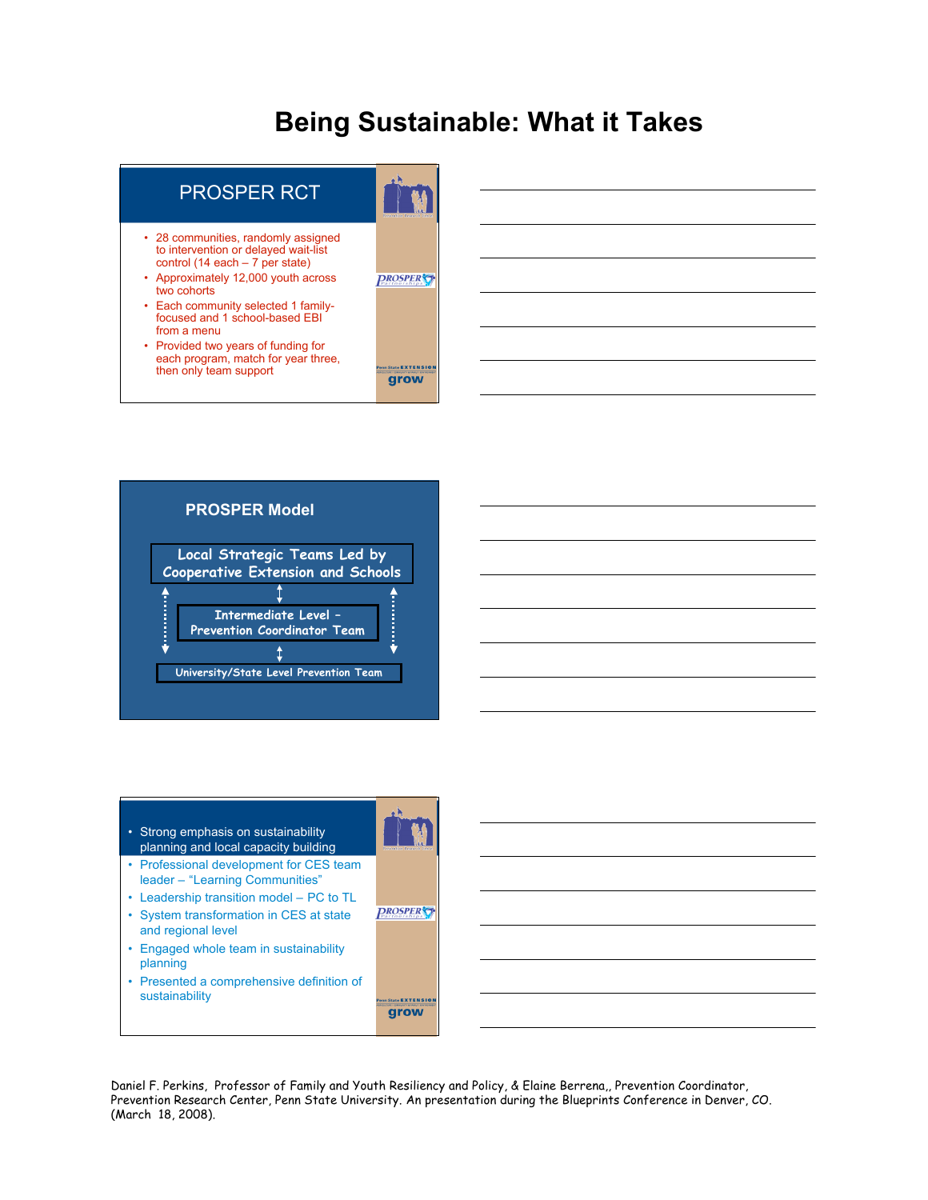# Being Sustainable: What it Takes

## PROSPER RCT

- 28 communities, randomly assigned to intervention or delayed wait-list control (14 each – 7 per state)
- Approximately 12,000 youth across two cohorts
- Each community selected 1 family-focused and 1 school-based EBI from a menu
- Provided two years of funding for each program, match for year three, then only team support

## PROSPER Model

Local Strategic Teams Led by Cooperative Extension and Schools

↕

Intermediate Level – Prevention Coordinator Team

↕

University/State Level Prevention Team

---

- Strong emphasis on sustainability planning and local capacity building
- Professional development for CES team leader – "Learning Communities"
- Leadership transition model – PC to TL
- System transformation in CES at state and regional level
- Engaged whole team in sustainability planning
- Presented a comprehensive definition of sustainability

Daniel F. Perkins, Professor of Family and Youth Resiliency and Policy, & Elaine Berrena,, Prevention Coordinator, Prevention Research Center, Penn State University. An presentation during the Blueprints Conference in Denver, CO. (March 18, 2008).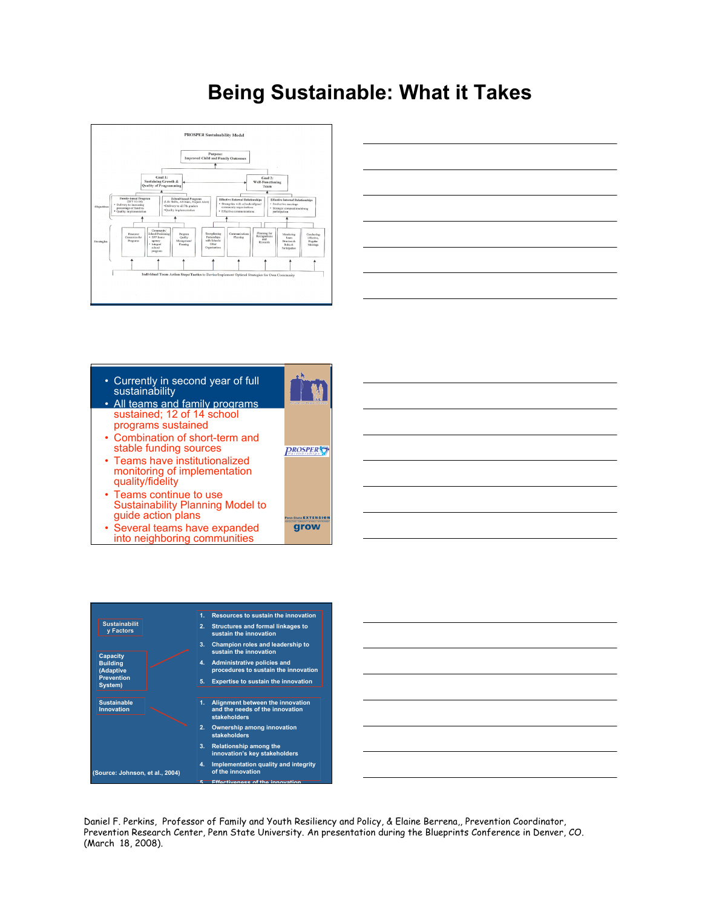# Being Sustainable: What it Takes

PROSPER Sustainability Model

Purpose: Improved Child and Family Outcomes

Goal 1: Sustaining Growth & Quality of Programming

Goal 2: Well-Functioning Team

Objectives:

- Family-based Program (SFP 10-14)
  - Delivery to increasing percentage of families
  - Quality implementation
- School-based Program (LST, All Stars, Project Alert)
  - Delivery to all 7th graders
  - Quality implementation
- Effective External Relationships
  - Strengthen ties with schools/other community organizations
  - Effective communications
- Effective Internal Relationships
  - Productive meetings
  - Strategic control/leadership participation

Strategies: Resource Generation for Programs; Community/School Positioning (SFP home agency, Integral school program); Program Quality Management/Planning; Strengthening Partnerships with Schools & Other Organizations; Communications Planning; Planning for Recognitions and Rewards; Maintaining Team Structure & Roles & Participation; Conducting Effective, Regular Meetings

Individual Team Action Steps/Tactics to Devise/Implement Optimal Strategies for Own Community

---

- Currently in second year of full sustainability
- All teams and family programs sustained; 12 of 14 school programs sustained
- Combination of short-term and stable funding sources
- Teams have institutionalized monitoring of implementation quality/fidelity
- Teams continue to use Sustainability Planning Model to guide action plans
- Several teams have expanded into neighboring communities

PROSPER Partnerships

Penn State EXTENSION

grow

---

**Sustainability Factors**

**Capacity Building (Adaptive Prevention System)**

1. Resources to sustain the innovation
2. Structures and formal linkages to sustain the innovation
3. Champion roles and leadership to sustain the innovation
4. Administrative policies and procedures to sustain the innovation
5. Expertise to sustain the innovation

**Sustainable Innovation**

1. Alignment between the innovation and the needs of the innovation stakeholders
2. Ownership among innovation stakeholders
3. Relationship among the innovation's key stakeholders
4. Implementation quality and integrity of the innovation
5. Effectiveness of the innovation

(Source: Johnson, et al., 2004)

---

Daniel F. Perkins, Professor of Family and Youth Resiliency and Policy, & Elaine Berrena,, Prevention Coordinator, Prevention Research Center, Penn State University. An presentation during the Blueprints Conference in Denver, CO. (March 18, 2008).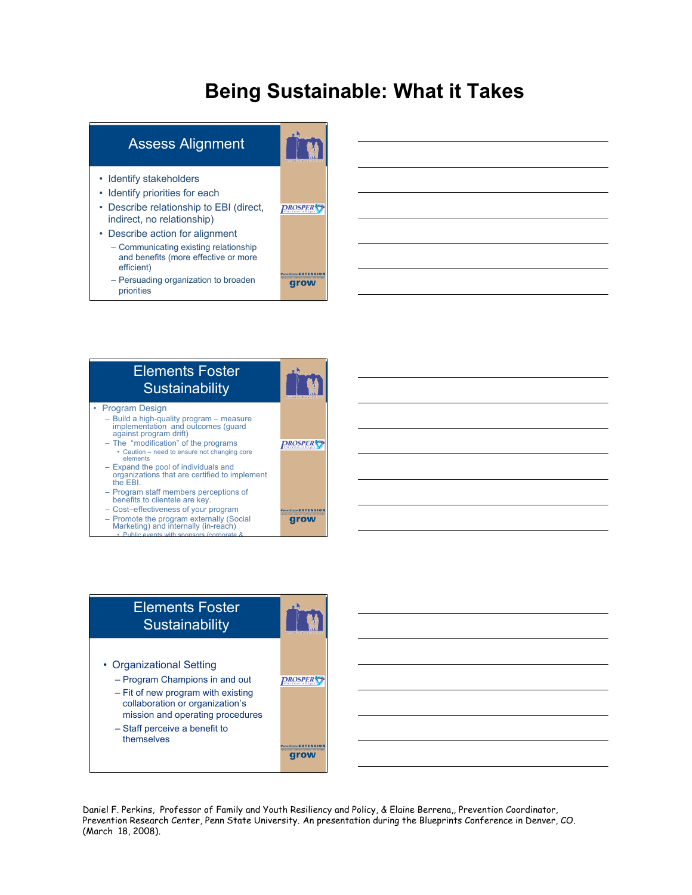# Being Sustainable: What it Takes

## Assess Alignment

- Identify stakeholders
- Identify priorities for each
- Describe relationship to EBI (direct, indirect, no relationship)
- Describe action for alignment
  - Communicating existing relationship and benefits (more effective or more efficient)
  - Persuading organization to broaden priorities

## Elements Foster Sustainability

- Program Design
  - Build a high-quality program – measure implementation and outcomes (guard against program drift)
  - The "modification" of the programs
    - Caution – need to ensure not changing core elements
  - Expand the pool of individuals and organizations that are certified to implement the EBI.
  - Program staff members perceptions of benefits to clientele are key.
  - Cost–effectiveness of your program
  - Promote the program externally (Social Marketing) and internally (in-reach)
    - Public events with sponsors (corporate &

## Elements Foster Sustainability

- Organizational Setting
  - Program Champions in and out
  - Fit of new program with existing collaboration or organization's mission and operating procedures
  - Staff perceive a benefit to themselves

Daniel F. Perkins, Professor of Family and Youth Resiliency and Policy, & Elaine Berrena,, Prevention Coordinator, Prevention Research Center, Penn State University. An presentation during the Blueprints Conference in Denver, CO. (March 18, 2008).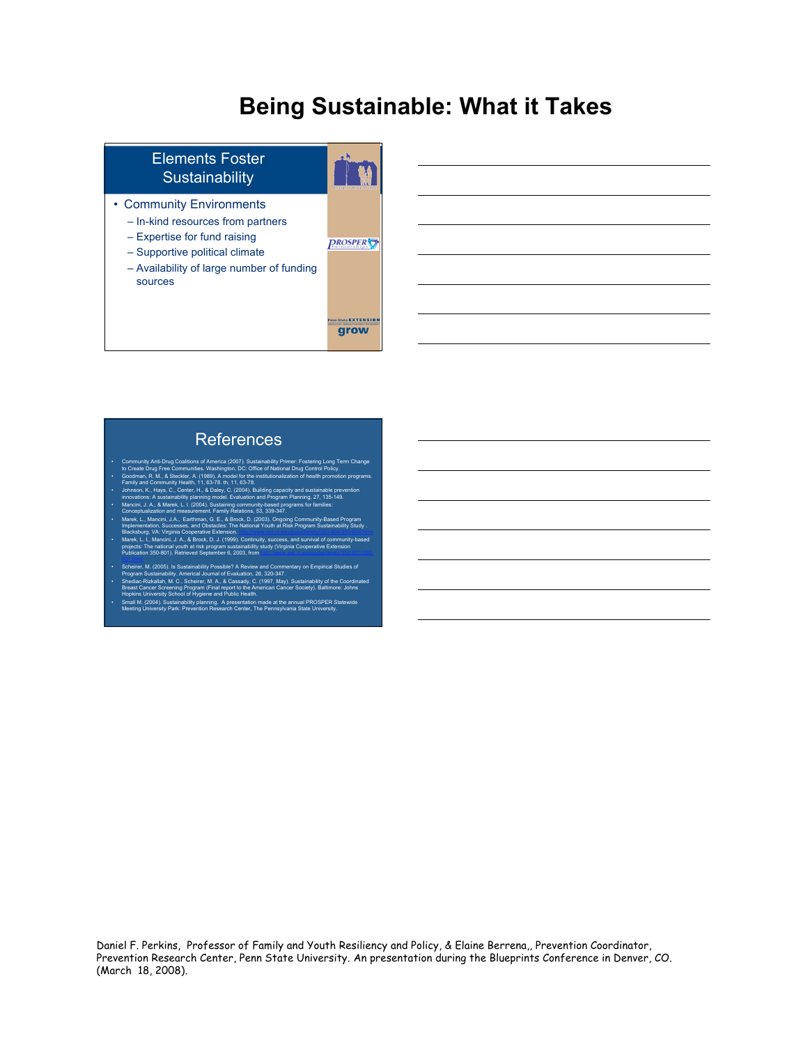# Being Sustainable: What it Takes

## Elements Foster Sustainability

- Community Environments
  - In-kind resources from partners
  - Expertise for fund raising
  - Supportive political climate
  - Availability of large number of funding sources

PROSPER Partnerships

Penn State EXTENSION

grow

## References

- Community Anti-Drug Coalitions of America (2007). Sustainability Primer: Fostering Long Term Change to Create Drug Free Communities. Washington, DC: Office of National Drug Control Policy.
- Goodman, R. M., & Steckler, A. (1989). A model for the institutionalization of health promotion programs. Family and Community Health, 11, 63-78. th, 11, 63-78.
- Johnson, K., Hays, C., Center, H., & Daley, C. (2004). Building capacity and sustainable prevention innovations: A sustainability planning model. Evaluation and Program Planning, 27, 135-149.
- Mancini, J. A., & Marek, L. I. (2004). Sustaining community-based programs for families: Conceptualization and measurement. Family Relations, 53, 339-347.
- Marek, L., Mancini, J.A., Earthman, G. E., & Brock, D. (2003). Ongoing Community-Based Program Implementation, Successes, and Obstacles: The National Youth at Risk Program Sustainability Study. Blacksburg, VA: Virginia Cooperative Extension.
- Marek, L. I., Mancini, J. A., & Brock, D. J. (1999). Continuity, success, and survival of community-based projects: The national youth at risk program sustainability study (Virginia Cooperative Extension Publication 350-801). Retrieved September 6, 2003, from
- Scheirer, M. (2005). Is Sustainability Possible? A Review and Commentary on Empirical Studies of Program Sustainability. Americal Journal of Evaluation, 26, 320-347.
- Shediac-Rizkallah, M. C., Scheirer, M. A., & Cassady, C. (1997, May). Sustainability of the Coordinated Breast Cancer Screening Program (Final report to the American Cancer Society). Baltimore: Johns Hopkins University School of Hygiene and Public Health.
- Small M. (2004). Sustainability planning. A presentation made at the annual PROSPER Statewide Meeting University Park: Prevention Research Center, The Pennsylvania State University.

Daniel F. Perkins, Professor of Family and Youth Resiliency and Policy, & Elaine Berrena,, Prevention Coordinator, Prevention Research Center, Penn State University. An presentation during the Blueprints Conference in Denver, CO. (March 18, 2008).